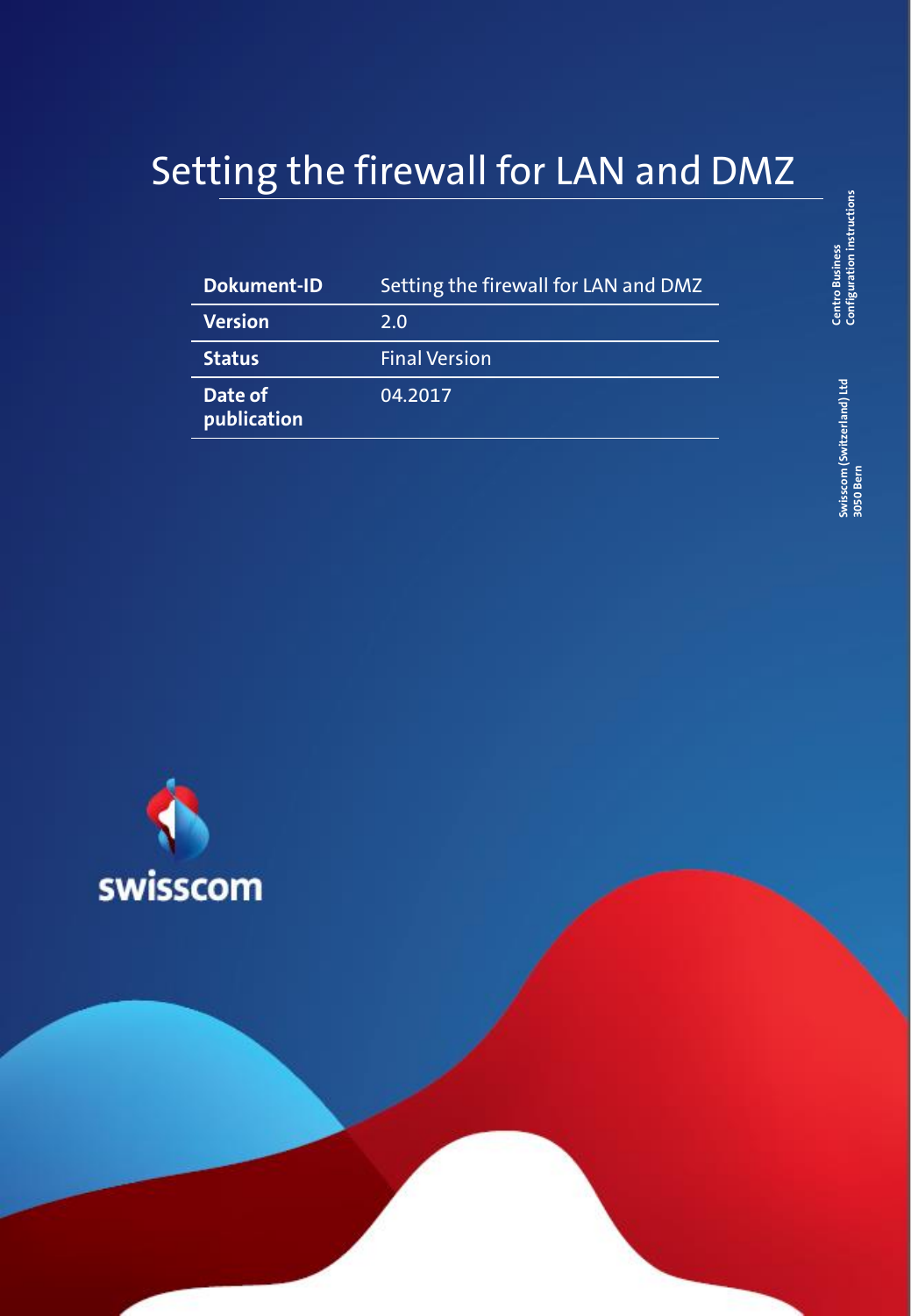# Setting the firewall for LAN and DMZ

| Dokument-ID | Setting the firewall for LAN and DMZ |
|---|---|
| Version | 2.0 |
| Status | Final Version |
| Date of publication | 04.2017 |

Centro Business
Configuration instructions

Swisscom (Switzerland) Ltd
3050 Bern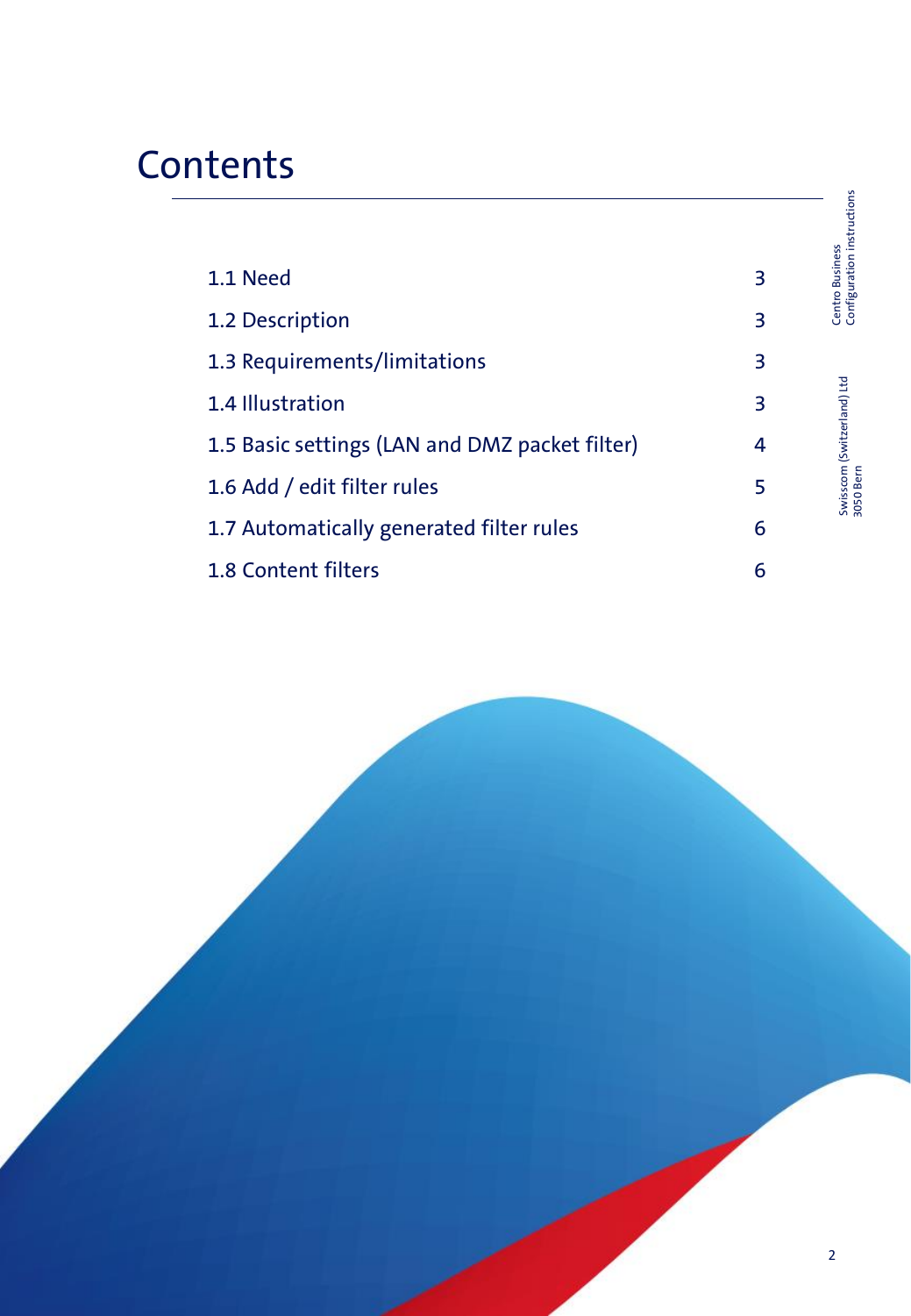# Contents

| | |
|---|---|
| 1.1 Need | 3 |
| 1.2 Description | 3 |
| 1.3 Requirements/limitations | 3 |
| 1.4 Illustration | 3 |
| 1.5 Basic settings (LAN and DMZ packet filter) | 4 |
| 1.6 Add / edit filter rules | 5 |
| 1.7 Automatically generated filter rules | 6 |
| 1.8 Content filters | 6 |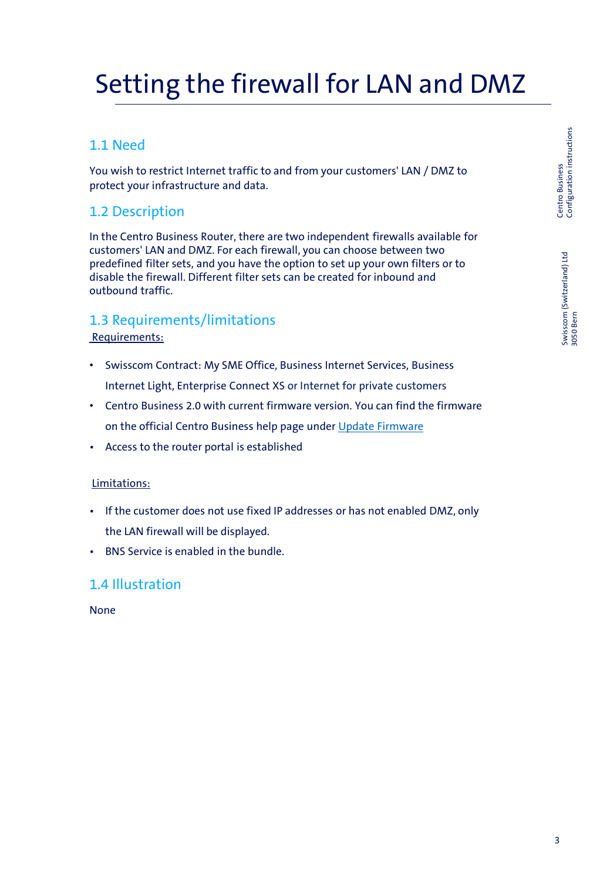# Setting the firewall for LAN and DMZ

## 1.1 Need

You wish to restrict Internet traffic to and from your customers' LAN / DMZ to protect your infrastructure and data.

## 1.2 Description

In the Centro Business Router, there are two independent firewalls available for customers' LAN and DMZ. For each firewall, you can choose between two predefined filter sets, and you have the option to set up your own filters or to disable the firewall. Different filter sets can be created for inbound and outbound traffic.

## 1.3 Requirements/limitations

Requirements:

- Swisscom Contract: My SME Office, Business Internet Services, Business Internet Light, Enterprise Connect XS or Internet for private customers
- Centro Business 2.0 with current firmware version. You can find the firmware on the official Centro Business help page under Update Firmware
- Access to the router portal is established

Limitations:

- If the customer does not use fixed IP addresses or has not enabled DMZ, only the LAN firewall will be displayed.
- BNS Service is enabled in the bundle.

## 1.4 Illustration

None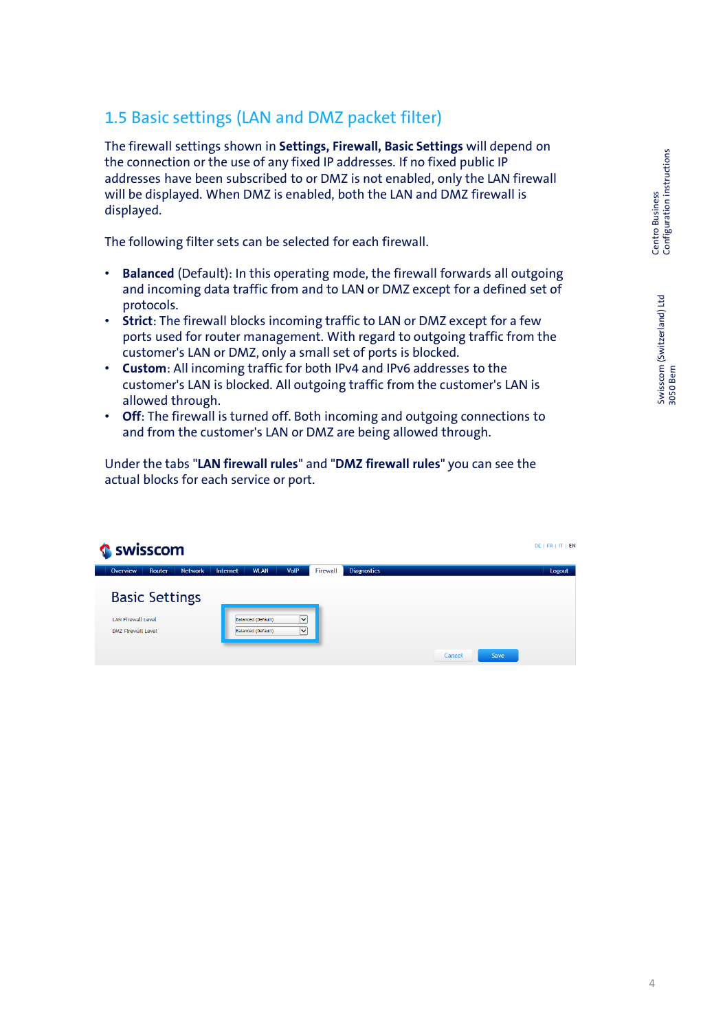## 1.5 Basic settings (LAN and DMZ packet filter)

The firewall settings shown in **Settings, Firewall, Basic Settings** will depend on the connection or the use of any fixed IP addresses. If no fixed public IP addresses have been subscribed to or DMZ is not enabled, only the LAN firewall will be displayed. When DMZ is enabled, both the LAN and DMZ firewall is displayed.

The following filter sets can be selected for each firewall.

- **Balanced** (Default): In this operating mode, the firewall forwards all outgoing and incoming data traffic from and to LAN or DMZ except for a defined set of protocols.
- **Strict**: The firewall blocks incoming traffic to LAN or DMZ except for a few ports used for router management. With regard to outgoing traffic from the customer's LAN or DMZ, only a small set of ports is blocked.
- **Custom**: All incoming traffic for both IPv4 and IPv6 addresses to the customer's LAN is blocked. All outgoing traffic from the customer's LAN is allowed through.
- **Off**: The firewall is turned off. Both incoming and outgoing connections to and from the customer's LAN or DMZ are being allowed through.

Under the tabs "**LAN firewall rules**" and "**DMZ firewall rules**" you can see the actual blocks for each service or port.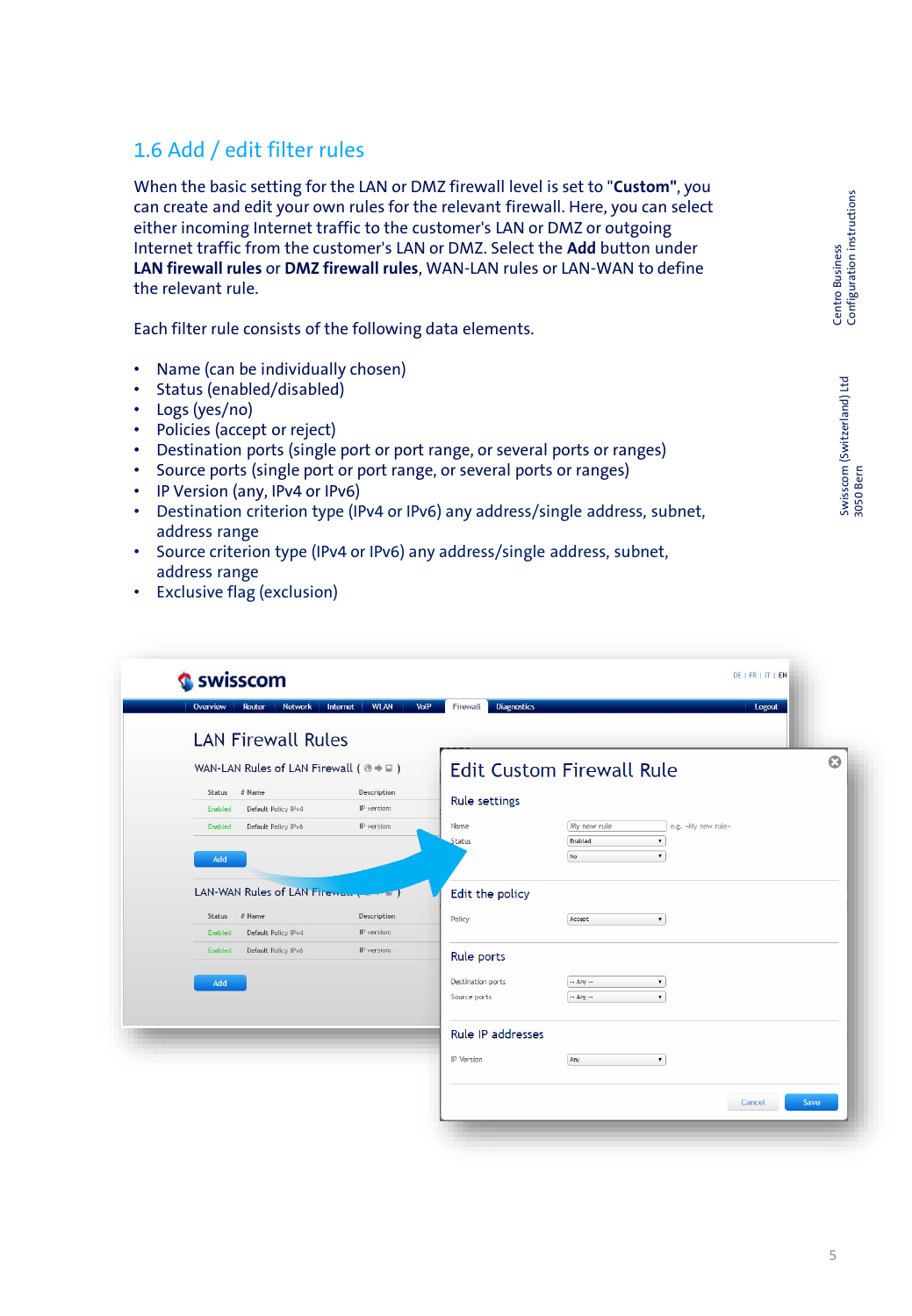## 1.6 Add / edit filter rules

When the basic setting for the LAN or DMZ firewall level is set to "**Custom**", you can create and edit your own rules for the relevant firewall. Here, you can select either incoming Internet traffic to the customer's LAN or DMZ or outgoing Internet traffic from the customer's LAN or DMZ. Select the **Add** button under **LAN firewall rules** or **DMZ firewall rules**, WAN-LAN rules or LAN-WAN to define the relevant rule.

Each filter rule consists of the following data elements.

- Name (can be individually chosen)
- Status (enabled/disabled)
- Logs (yes/no)
- Policies (accept or reject)
- Destination ports (single port or port range, or several ports or ranges)
- Source ports (single port or port range, or several ports or ranges)
- IP Version (any, IPv4 or IPv6)
- Destination criterion type (IPv4 or IPv6) any address/single address, subnet, address range
- Source criterion type (IPv4 or IPv6) any address/single address, subnet, address range
- Exclusive flag (exclusion)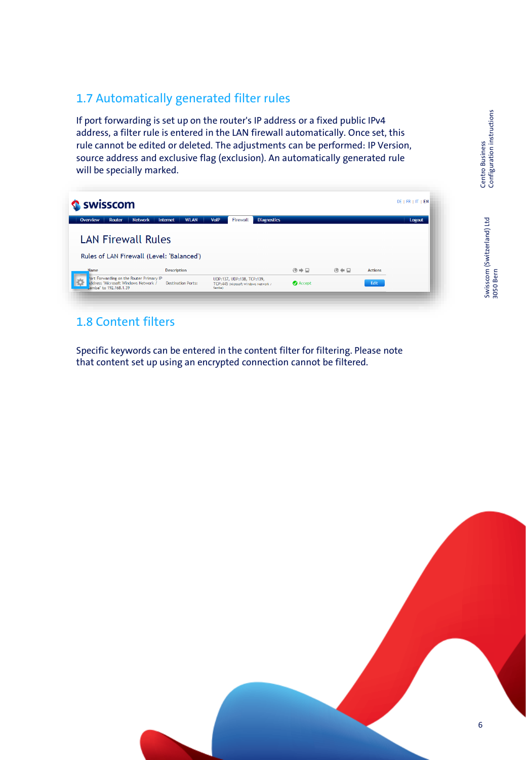## 1.7 Automatically generated filter rules

If port forwarding is set up on the router's IP address or a fixed public IPv4 address, a filter rule is entered in the LAN firewall automatically. Once set, this rule cannot be edited or deleted. The adjustments can be performed: IP Version, source address and exclusive flag (exclusion). An automatically generated rule will be specially marked.

## 1.8 Content filters

Specific keywords can be entered in the content filter for filtering. Please note that content set up using an encrypted connection cannot be filtered.